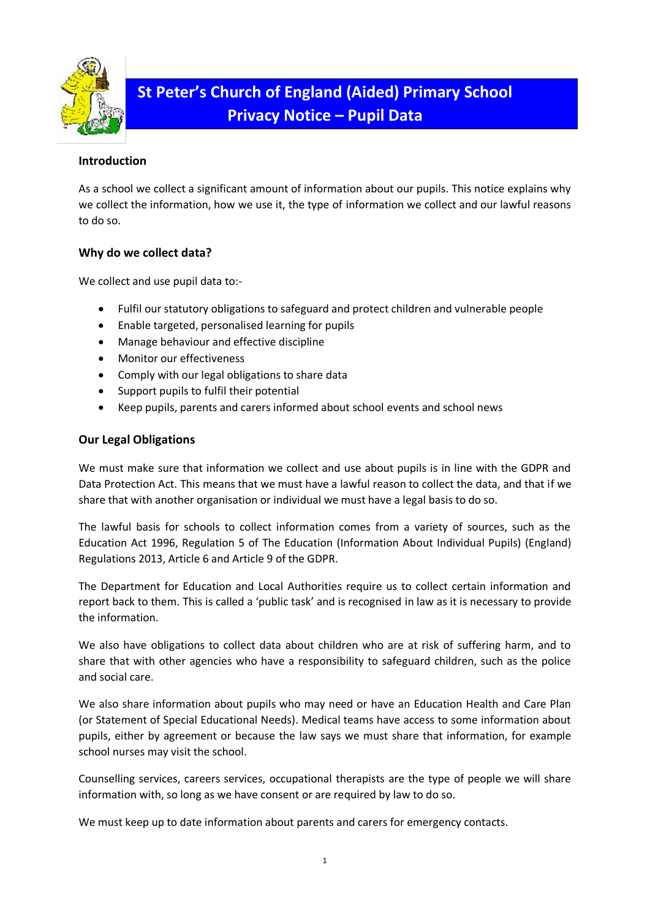# St Peter's Church of England (Aided) Primary School
# Privacy Notice – Pupil Data

## Introduction

As a school we collect a significant amount of information about our pupils. This notice explains why we collect the information, how we use it, the type of information we collect and our lawful reasons to do so.

## Why do we collect data?

We collect and use pupil data to:-

- Fulfil our statutory obligations to safeguard and protect children and vulnerable people
- Enable targeted, personalised learning for pupils
- Manage behaviour and effective discipline
- Monitor our effectiveness
- Comply with our legal obligations to share data
- Support pupils to fulfil their potential
- Keep pupils, parents and carers informed about school events and school news

## Our Legal Obligations

We must make sure that information we collect and use about pupils is in line with the GDPR and Data Protection Act. This means that we must have a lawful reason to collect the data, and that if we share that with another organisation or individual we must have a legal basis to do so.

The lawful basis for schools to collect information comes from a variety of sources, such as the Education Act 1996, Regulation 5 of The Education (Information About Individual Pupils) (England) Regulations 2013, Article 6 and Article 9 of the GDPR.

The Department for Education and Local Authorities require us to collect certain information and report back to them. This is called a 'public task' and is recognised in law as it is necessary to provide the information.

We also have obligations to collect data about children who are at risk of suffering harm, and to share that with other agencies who have a responsibility to safeguard children, such as the police and social care.

We also share information about pupils who may need or have an Education Health and Care Plan (or Statement of Special Educational Needs). Medical teams have access to some information about pupils, either by agreement or because the law says we must share that information, for example school nurses may visit the school.

Counselling services, careers services, occupational therapists are the type of people we will share information with, so long as we have consent or are required by law to do so.

We must keep up to date information about parents and carers for emergency contacts.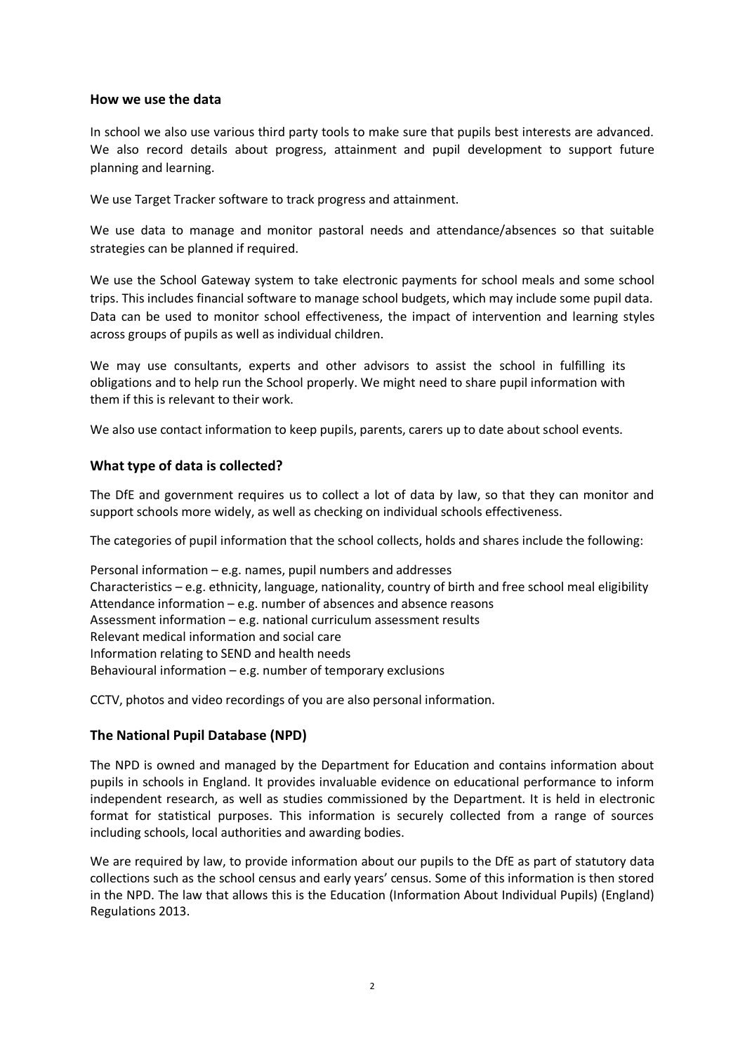## How we use the data

In school we also use various third party tools to make sure that pupils best interests are advanced. We also record details about progress, attainment and pupil development to support future planning and learning.

We use Target Tracker software to track progress and attainment.

We use data to manage and monitor pastoral needs and attendance/absences so that suitable strategies can be planned if required.

We use the School Gateway system to take electronic payments for school meals and some school trips. This includes financial software to manage school budgets, which may include some pupil data. Data can be used to monitor school effectiveness, the impact of intervention and learning styles across groups of pupils as well as individual children.

We may use consultants, experts and other advisors to assist the school in fulfilling its obligations and to help run the School properly. We might need to share pupil information with them if this is relevant to their work.

We also use contact information to keep pupils, parents, carers up to date about school events.

## What type of data is collected?

The DfE and government requires us to collect a lot of data by law, so that they can monitor and support schools more widely, as well as checking on individual schools effectiveness.

The categories of pupil information that the school collects, holds and shares include the following:

Personal information – e.g. names, pupil numbers and addresses
Characteristics – e.g. ethnicity, language, nationality, country of birth and free school meal eligibility
Attendance information – e.g. number of absences and absence reasons
Assessment information – e.g. national curriculum assessment results
Relevant medical information and social care
Information relating to SEND and health needs
Behavioural information – e.g. number of temporary exclusions

CCTV, photos and video recordings of you are also personal information.

## The National Pupil Database (NPD)

The NPD is owned and managed by the Department for Education and contains information about pupils in schools in England. It provides invaluable evidence on educational performance to inform independent research, as well as studies commissioned by the Department. It is held in electronic format for statistical purposes. This information is securely collected from a range of sources including schools, local authorities and awarding bodies.

We are required by law, to provide information about our pupils to the DfE as part of statutory data collections such as the school census and early years' census. Some of this information is then stored in the NPD. The law that allows this is the Education (Information About Individual Pupils) (England) Regulations 2013.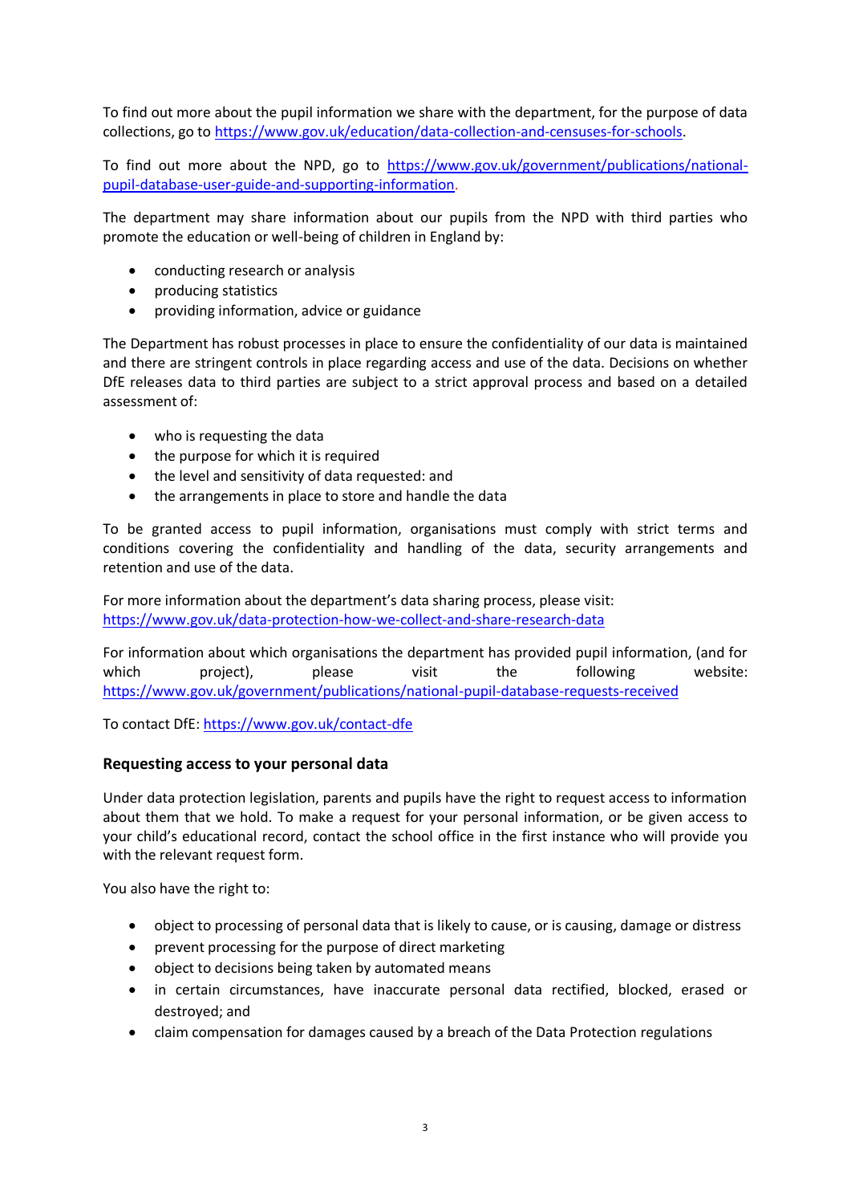To find out more about the pupil information we share with the department, for the purpose of data collections, go to https://www.gov.uk/education/data-collection-and-censuses-for-schools.

To find out more about the NPD, go to https://www.gov.uk/government/publications/national-pupil-database-user-guide-and-supporting-information.

The department may share information about our pupils from the NPD with third parties who promote the education or well-being of children in England by:

- conducting research or analysis
- producing statistics
- providing information, advice or guidance

The Department has robust processes in place to ensure the confidentiality of our data is maintained and there are stringent controls in place regarding access and use of the data. Decisions on whether DfE releases data to third parties are subject to a strict approval process and based on a detailed assessment of:

- who is requesting the data
- the purpose for which it is required
- the level and sensitivity of data requested: and
- the arrangements in place to store and handle the data

To be granted access to pupil information, organisations must comply with strict terms and conditions covering the confidentiality and handling of the data, security arrangements and retention and use of the data.

For more information about the department's data sharing process, please visit:
https://www.gov.uk/data-protection-how-we-collect-and-share-research-data

For information about which organisations the department has provided pupil information, (and for which project), please visit the following website: https://www.gov.uk/government/publications/national-pupil-database-requests-received

To contact DfE: https://www.gov.uk/contact-dfe

### Requesting access to your personal data

Under data protection legislation, parents and pupils have the right to request access to information about them that we hold. To make a request for your personal information, or be given access to your child's educational record, contact the school office in the first instance who will provide you with the relevant request form.

You also have the right to:

- object to processing of personal data that is likely to cause, or is causing, damage or distress
- prevent processing for the purpose of direct marketing
- object to decisions being taken by automated means
- in certain circumstances, have inaccurate personal data rectified, blocked, erased or destroyed; and
- claim compensation for damages caused by a breach of the Data Protection regulations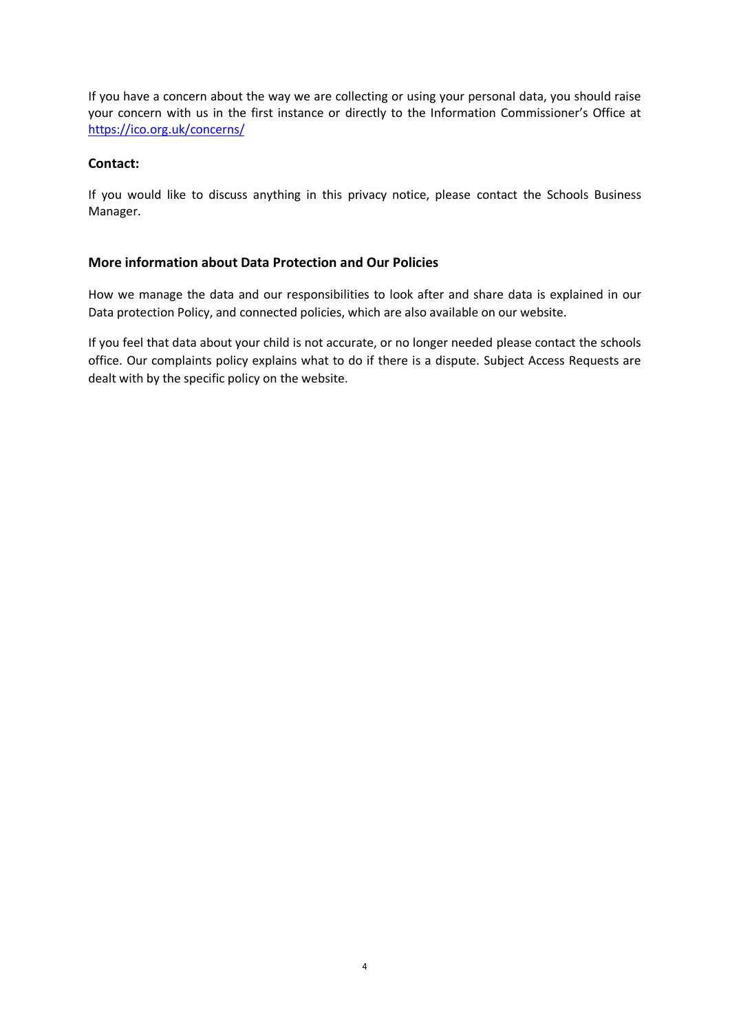If you have a concern about the way we are collecting or using your personal data, you should raise your concern with us in the first instance or directly to the Information Commissioner's Office at https://ico.org.uk/concerns/

**Contact:**

If you would like to discuss anything in this privacy notice, please contact the Schools Business Manager.

**More information about Data Protection and Our Policies**

How we manage the data and our responsibilities to look after and share data is explained in our Data protection Policy, and connected policies, which are also available on our website.

If you feel that data about your child is not accurate, or no longer needed please contact the schools office. Our complaints policy explains what to do if there is a dispute. Subject Access Requests are dealt with by the specific policy on the website.